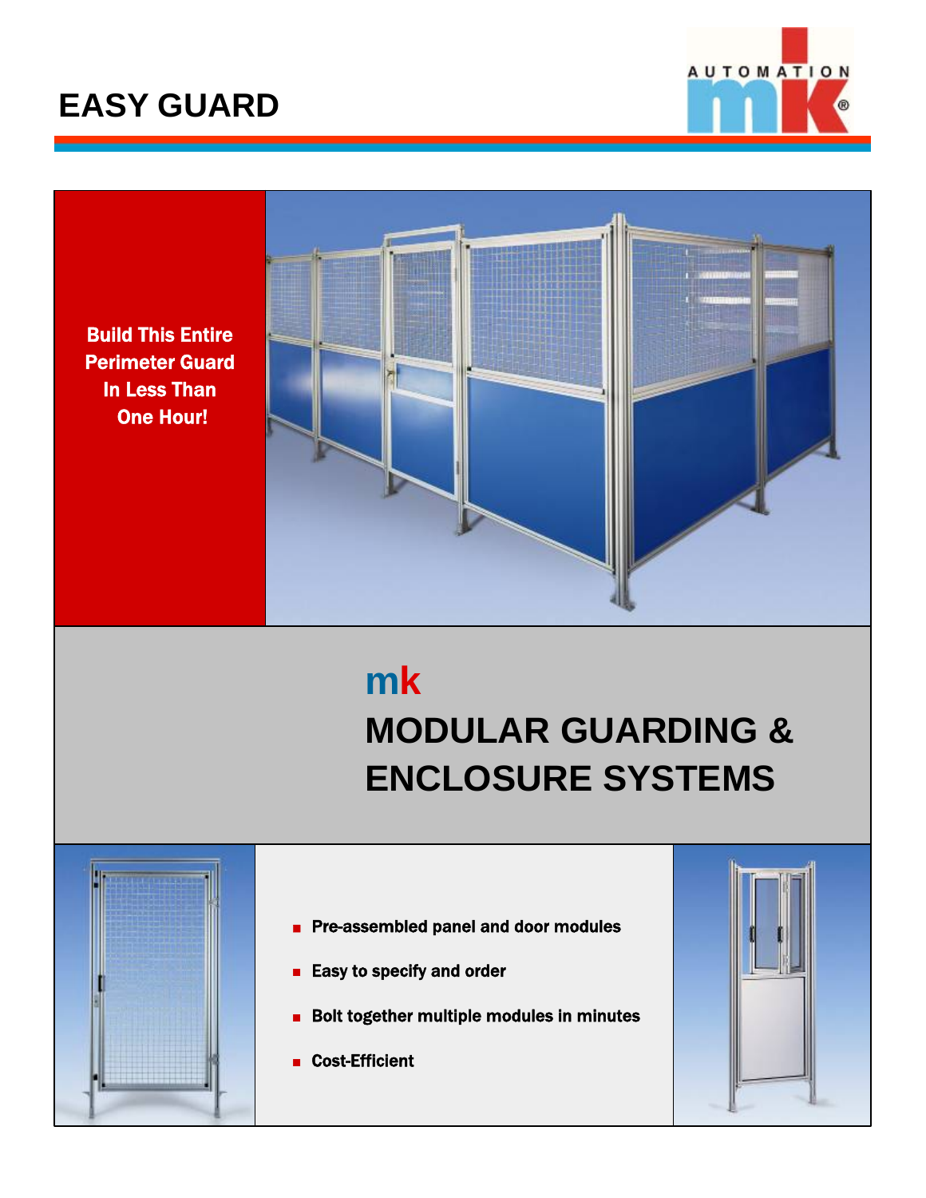# EASY GUARD

AUTOMATION mk®

**Build This Entire Perimeter Guard In Less Than One Hour!**

## mk
## MODULAR GUARDING & ENCLOSURE SYSTEMS

- **Pre-assembled panel and door modules**
- **Easy to specify and order**
- **Bolt together multiple modules in minutes**
- **Cost-Efficient**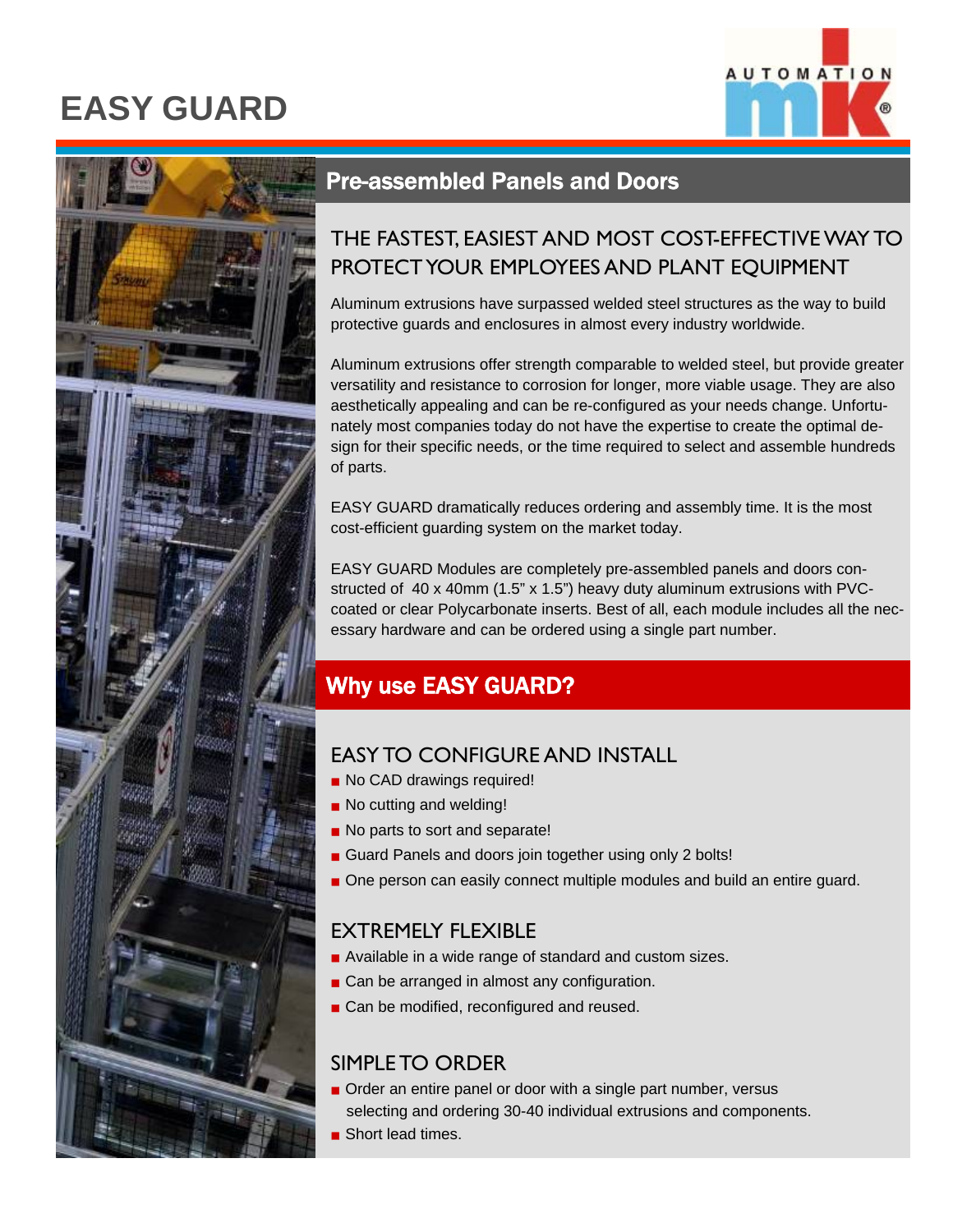# EASY GUARD

## Pre-assembled Panels and Doors

### THE FASTEST, EASIEST AND MOST COST-EFFECTIVE WAY TO PROTECT YOUR EMPLOYEES AND PLANT EQUIPMENT

Aluminum extrusions have surpassed welded steel structures as the way to build protective guards and enclosures in almost every industry worldwide.

Aluminum extrusions offer strength comparable to welded steel, but provide greater versatility and resistance to corrosion for longer, more viable usage. They are also aesthetically appealing and can be re-configured as your needs change. Unfortunately most companies today do not have the expertise to create the optimal design for their specific needs, or the time required to select and assemble hundreds of parts.

EASY GUARD dramatically reduces ordering and assembly time. It is the most cost-efficient guarding system on the market today.

EASY GUARD Modules are completely pre-assembled panels and doors constructed of 40 x 40mm (1.5" x 1.5") heavy duty aluminum extrusions with PVC-coated or clear Polycarbonate inserts. Best of all, each module includes all the necessary hardware and can be ordered using a single part number.

## Why use EASY GUARD?

### EASY TO CONFIGURE AND INSTALL

- No CAD drawings required!
- No cutting and welding!
- No parts to sort and separate!
- Guard Panels and doors join together using only 2 bolts!
- One person can easily connect multiple modules and build an entire guard.

### EXTREMELY FLEXIBLE

- Available in a wide range of standard and custom sizes.
- Can be arranged in almost any configuration.
- Can be modified, reconfigured and reused.

### SIMPLE TO ORDER

- Order an entire panel or door with a single part number, versus selecting and ordering 30-40 individual extrusions and components.
- Short lead times.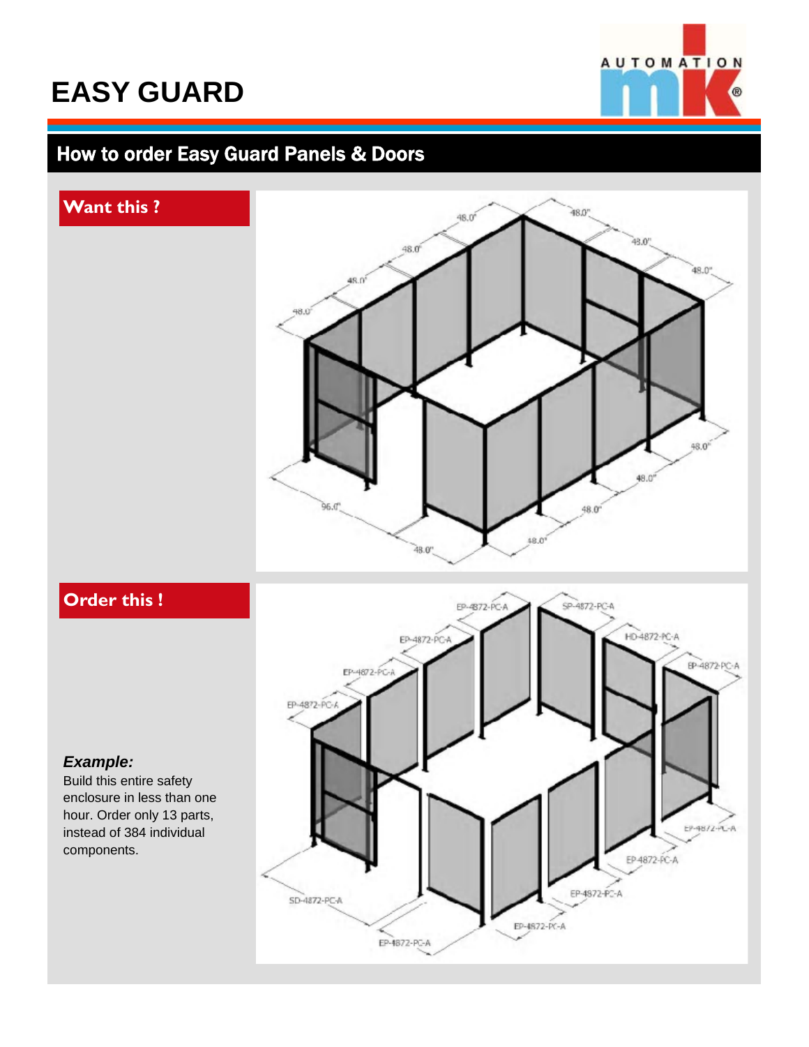# EASY GUARD

## How to order Easy Guard Panels & Doors

**Want this ?**

**Order this !**

***Example:***

Build this entire safety enclosure in less than one hour. Order only 13 parts, instead of 384 individual components.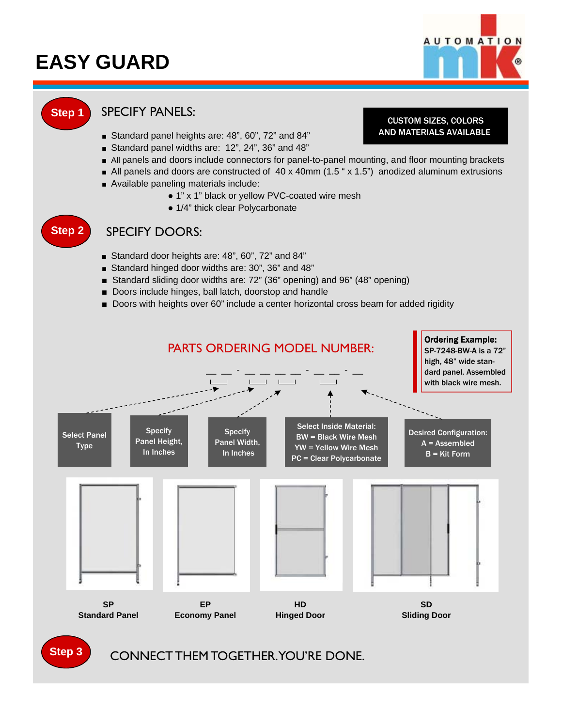# EASY GUARD

AUTOMATION mk®

**Step 1**

## SPECIFY PANELS:

**CUSTOM SIZES, COLORS AND MATERIALS AVAILABLE**

- Standard panel heights are: 48”, 60”, 72” and 84”
- Standard panel widths are: 12”, 24”, 36” and 48”
- All panels and doors include connectors for panel-to-panel mounting, and floor mounting brackets
- All panels and doors are constructed of 40 x 40mm (1.5 “ x 1.5”) anodized aluminum extrusions
- Available paneling materials include:
  - 1” x 1” black or yellow PVC-coated wire mesh
  - 1/4” thick clear Polycarbonate

**Step 2**

## SPECIFY DOORS:

- Standard door heights are: 48”, 60”, 72” and 84”
- Standard hinged door widths are: 30”, 36” and 48”
- Standard sliding door widths are: 72” (36” opening) and 96” (48” opening)
- Doors include hinges, ball latch, doorstop and handle
- Doors with heights over 60” include a center horizontal cross beam for added rigidity

## PARTS ORDERING MODEL NUMBER:

__ __ - __ __ __ __ - __ __ - __

**Ordering Example:** SP-7248-BW-A is a 72” high, 48” wide standard panel. Assembled with black wire mesh.

| Select Panel Type | Specify Panel Height, In Inches | Specify Panel Width, In Inches | Select Inside Material: BW = Black Wire Mesh YW = Yellow Wire Mesh PC = Clear Polycarbonate | Desired Configuration: A = Assembled B = Kit Form |
|---|---|---|---|---|

**SP** Standard Panel

**EP** Economy Panel

**HD** Hinged Door

**SD** Sliding Door

**Step 3**

CONNECT THEM TOGETHER. YOU’RE DONE.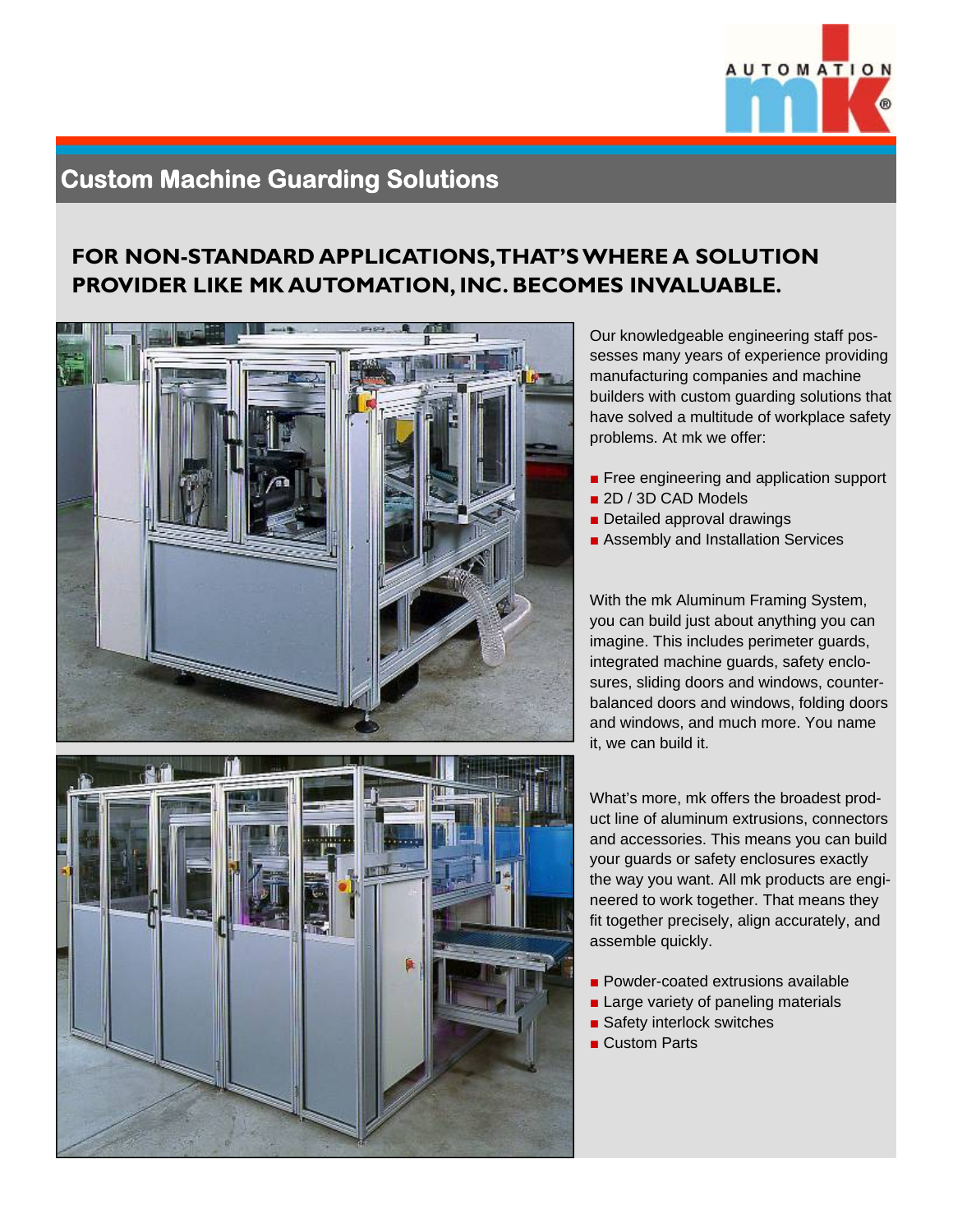# Custom Machine Guarding Solutions

## FOR NON-STANDARD APPLICATIONS, THAT'S WHERE A SOLUTION PROVIDER LIKE MK AUTOMATION, INC. BECOMES INVALUABLE.

Our knowledgeable engineering staff possesses many years of experience providing manufacturing companies and machine builders with custom guarding solutions that have solved a multitude of workplace safety problems. At mk we offer:

- Free engineering and application support
- 2D / 3D CAD Models
- Detailed approval drawings
- Assembly and Installation Services

With the mk Aluminum Framing System, you can build just about anything you can imagine. This includes perimeter guards, integrated machine guards, safety enclosures, sliding doors and windows, counterbalanced doors and windows, folding doors and windows, and much more. You name it, we can build it.

What's more, mk offers the broadest product line of aluminum extrusions, connectors and accessories. This means you can build your guards or safety enclosures exactly the way you want. All mk products are engineered to work together. That means they fit together precisely, align accurately, and assemble quickly.

- Powder-coated extrusions available
- Large variety of paneling materials
- Safety interlock switches
- Custom Parts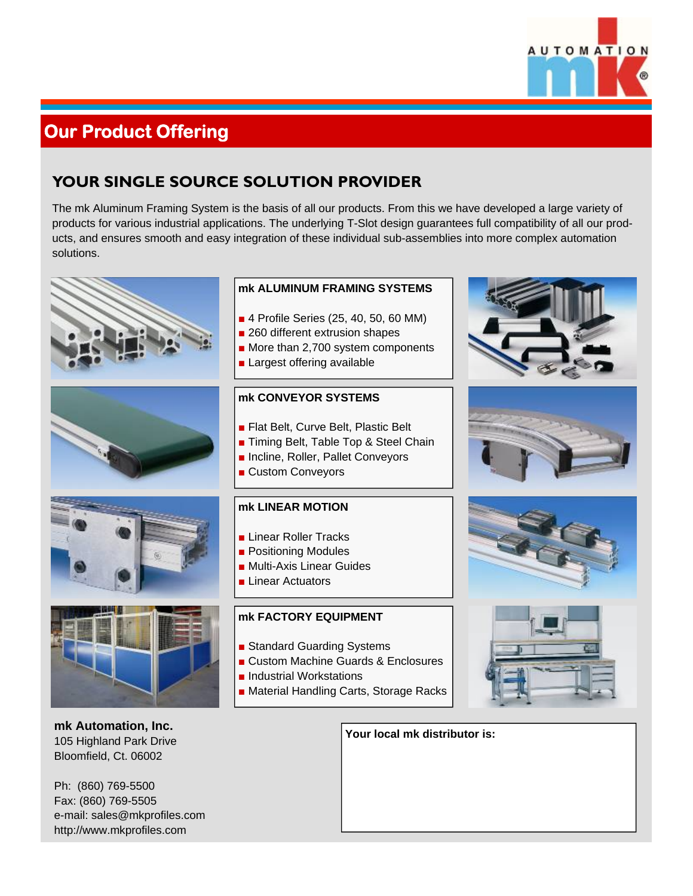## Our Product Offering

### YOUR SINGLE SOURCE SOLUTION PROVIDER

The mk Aluminum Framing System is the basis of all our products. From this we have developed a large variety of products for various industrial applications. The underlying T-Slot design guarantees full compatibility of all our products, and ensures smooth and easy integration of these individual sub-assemblies into more complex automation solutions.

**mk ALUMINUM FRAMING SYSTEMS**

- 4 Profile Series (25, 40, 50, 60 MM)
- 260 different extrusion shapes
- More than 2,700 system components
- Largest offering available

**mk CONVEYOR SYSTEMS**

- Flat Belt, Curve Belt, Plastic Belt
- Timing Belt, Table Top & Steel Chain
- Incline, Roller, Pallet Conveyors
- Custom Conveyors

**mk LINEAR MOTION**

- Linear Roller Tracks
- Positioning Modules
- Multi-Axis Linear Guides
- Linear Actuators

**mk FACTORY EQUIPMENT**

- Standard Guarding Systems
- Custom Machine Guards & Enclosures
- Industrial Workstations
- Material Handling Carts, Storage Racks

**mk Automation, Inc.**
105 Highland Park Drive
Bloomfield, Ct. 06002

Ph: (860) 769-5500
Fax: (860) 769-5505
e-mail: sales@mkprofiles.com
http://www.mkprofiles.com

**Your local mk distributor is:**